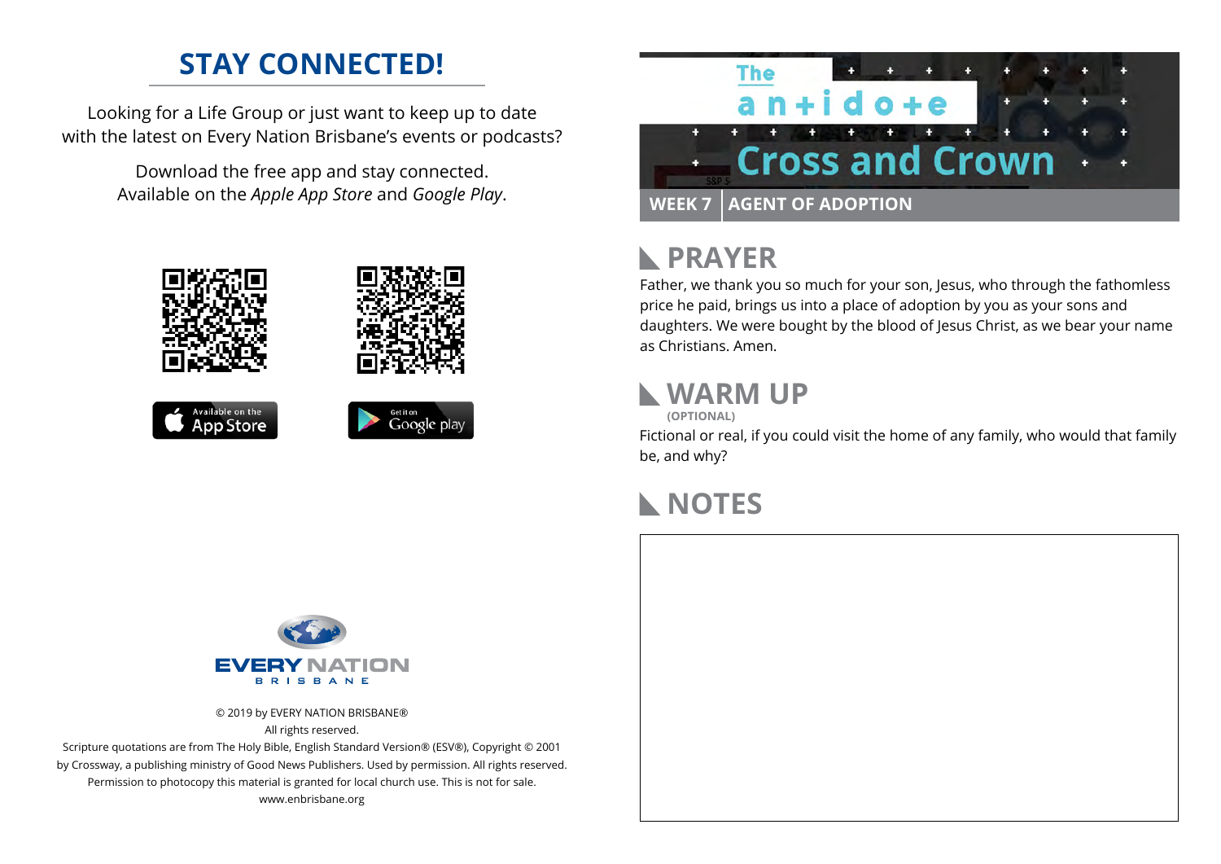## STAY CONNECTED!

Looking for a Life Group or just want to keep up to date with the latest on Every Nation Brisbane's events or podcasts?

Download the free app and stay connected.
Available on the *Apple App Store* and *Google Play*.

Available on the App Store

Get it on Google play

EVERY NATION
BRISBANE

© 2019 by EVERY NATION BRISBANE®
All rights reserved.
Scripture quotations are from The Holy Bible, English Standard Version® (ESV®), Copyright © 2001 by Crossway, a publishing ministry of Good News Publishers. Used by permission. All rights reserved.
Permission to photocopy this material is granted for local church use. This is not for sale.
www.enbrisbane.org

# The antidote
# Cross and Crown

**WEEK 7 | AGENT OF ADOPTION**

## PRAYER

Father, we thank you so much for your son, Jesus, who through the fathomless price he paid, brings us into a place of adoption by you as your sons and daughters. We were bought by the blood of Jesus Christ, as we bear your name as Christians. Amen.

## WARM UP

**(OPTIONAL)**

Fictional or real, if you could visit the home of any family, who would that family be, and why?

## NOTES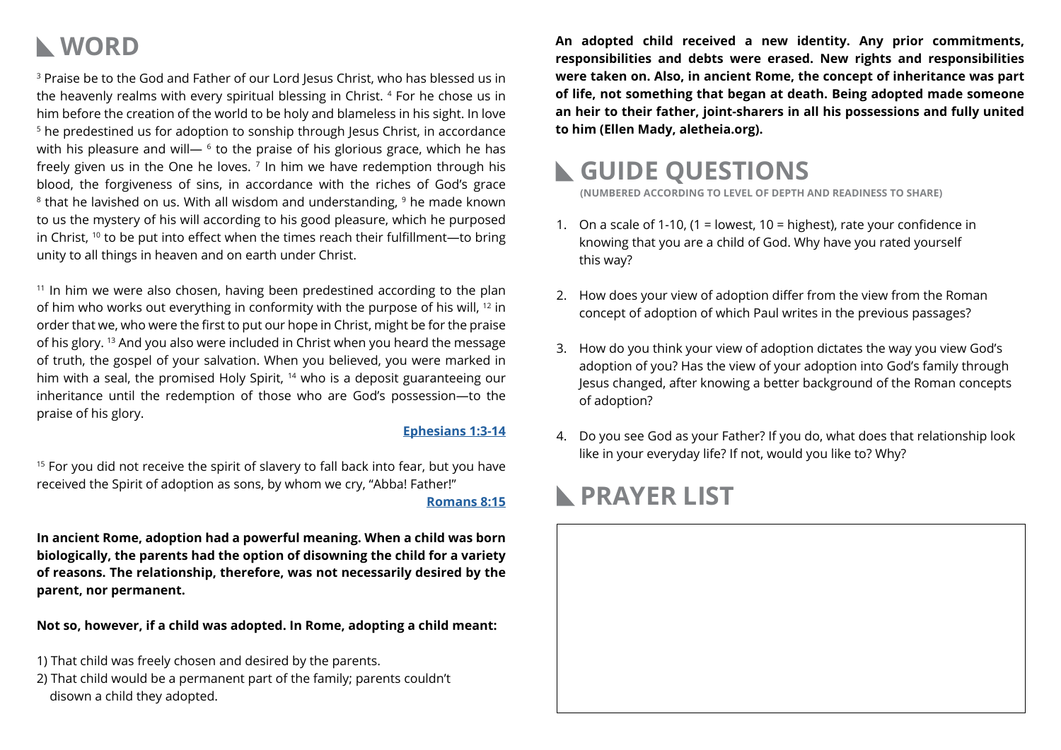## WORD

[3] Praise be to the God and Father of our Lord Jesus Christ, who has blessed us in the heavenly realms with every spiritual blessing in Christ. [4] For he chose us in him before the creation of the world to be holy and blameless in his sight. In love [5] he predestined us for adoption to sonship through Jesus Christ, in accordance with his pleasure and will— [6] to the praise of his glorious grace, which he has freely given us in the One he loves. [7] In him we have redemption through his blood, the forgiveness of sins, in accordance with the riches of God's grace [8] that he lavished on us. With all wisdom and understanding, [9] he made known to us the mystery of his will according to his good pleasure, which he purposed in Christ, [10] to be put into effect when the times reach their fulfillment—to bring unity to all things in heaven and on earth under Christ.

[11] In him we were also chosen, having been predestined according to the plan of him who works out everything in conformity with the purpose of his will, [12] in order that we, who were the first to put our hope in Christ, might be for the praise of his glory. [13] And you also were included in Christ when you heard the message of truth, the gospel of your salvation. When you believed, you were marked in him with a seal, the promised Holy Spirit, [14] who is a deposit guaranteeing our inheritance until the redemption of those who are God's possession—to the praise of his glory.

**Ephesians 1:3-14**

[15] For you did not receive the spirit of slavery to fall back into fear, but you have received the Spirit of adoption as sons, by whom we cry, "Abba! Father!"

**Romans 8:15**

**In ancient Rome, adoption had a powerful meaning. When a child was born biologically, the parents had the option of disowning the child for a variety of reasons. The relationship, therefore, was not necessarily desired by the parent, nor permanent.**

**Not so, however, if a child was adopted. In Rome, adopting a child meant:**

1) That child was freely chosen and desired by the parents.
2) That child would be a permanent part of the family; parents couldn't disown a child they adopted.

**An adopted child received a new identity. Any prior commitments, responsibilities and debts were erased. New rights and responsibilities were taken on. Also, in ancient Rome, the concept of inheritance was part of life, not something that began at death. Being adopted made someone an heir to their father, joint-sharers in all his possessions and fully united to him (Ellen Mady, aletheia.org).**

## GUIDE QUESTIONS

**(NUMBERED ACCORDING TO LEVEL OF DEPTH AND READINESS TO SHARE)**

1. On a scale of 1-10, (1 = lowest, 10 = highest), rate your confidence in knowing that you are a child of God. Why have you rated yourself this way?
2. How does your view of adoption differ from the view from the Roman concept of adoption of which Paul writes in the previous passages?
3. How do you think your view of adoption dictates the way you view God's adoption of you? Has the view of your adoption into God's family through Jesus changed, after knowing a better background of the Roman concepts of adoption?
4. Do you see God as your Father? If you do, what does that relationship look like in your everyday life? If not, would you like to? Why?

## PRAYER LIST